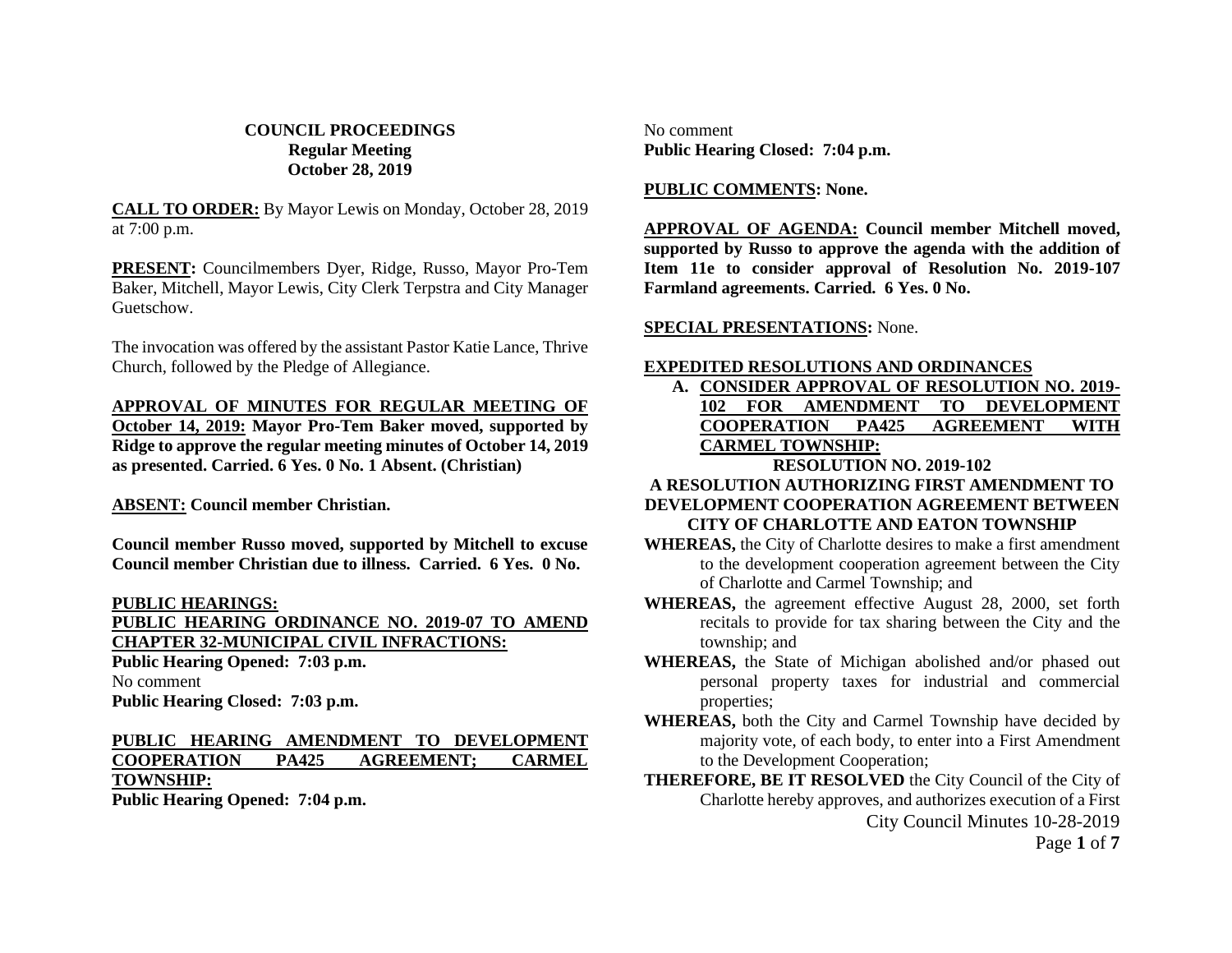**COUNCIL PROCEEDINGS**
**Regular Meeting**
**October 28, 2019**

**CALL TO ORDER:** By Mayor Lewis on Monday, October 28, 2019 at 7:00 p.m.

**PRESENT:** Councilmembers Dyer, Ridge, Russo, Mayor Pro-Tem Baker, Mitchell, Mayor Lewis, City Clerk Terpstra and City Manager Guetschow.

The invocation was offered by the assistant Pastor Katie Lance, Thrive Church, followed by the Pledge of Allegiance.

**APPROVAL OF MINUTES FOR REGULAR MEETING OF October 14, 2019: Mayor Pro-Tem Baker moved, supported by Ridge to approve the regular meeting minutes of October 14, 2019 as presented. Carried. 6 Yes. 0 No. 1 Absent. (Christian)**

**ABSENT: Council member Christian.**

**Council member Russo moved, supported by Mitchell to excuse Council member Christian due to illness. Carried. 6 Yes. 0 No.**

**PUBLIC HEARINGS:**

**PUBLIC HEARING ORDINANCE NO. 2019-07 TO AMEND CHAPTER 32-MUNICIPAL CIVIL INFRACTIONS:**
**Public Hearing Opened: 7:03 p.m.**
No comment
**Public Hearing Closed: 7:03 p.m.**

**PUBLIC HEARING AMENDMENT TO DEVELOPMENT COOPERATION PA425 AGREEMENT; CARMEL TOWNSHIP:**
**Public Hearing Opened: 7:04 p.m.**
No comment
**Public Hearing Closed: 7:04 p.m.**

**PUBLIC COMMENTS: None.**

**APPROVAL OF AGENDA: Council member Mitchell moved, supported by Russo to approve the agenda with the addition of Item 11e to consider approval of Resolution No. 2019-107 Farmland agreements. Carried. 6 Yes. 0 No.**

**SPECIAL PRESENTATIONS:** None.

**EXPEDITED RESOLUTIONS AND ORDINANCES**

**A. CONSIDER APPROVAL OF RESOLUTION NO. 2019-102 FOR AMENDMENT TO DEVELOPMENT COOPERATION PA425 AGREEMENT WITH CARMEL TOWNSHIP:**

**RESOLUTION NO. 2019-102**
**A RESOLUTION AUTHORIZING FIRST AMENDMENT TO DEVELOPMENT COOPERATION AGREEMENT BETWEEN CITY OF CHARLOTTE AND EATON TOWNSHIP**

**WHEREAS,** the City of Charlotte desires to make a first amendment to the development cooperation agreement between the City of Charlotte and Carmel Township; and

**WHEREAS,** the agreement effective August 28, 2000, set forth recitals to provide for tax sharing between the City and the township; and

**WHEREAS,** the State of Michigan abolished and/or phased out personal property taxes for industrial and commercial properties;

**WHEREAS,** both the City and Carmel Township have decided by majority vote, of each body, to enter into a First Amendment to the Development Cooperation;

**THEREFORE, BE IT RESOLVED** the City Council of the City of Charlotte hereby approves, and authorizes execution of a First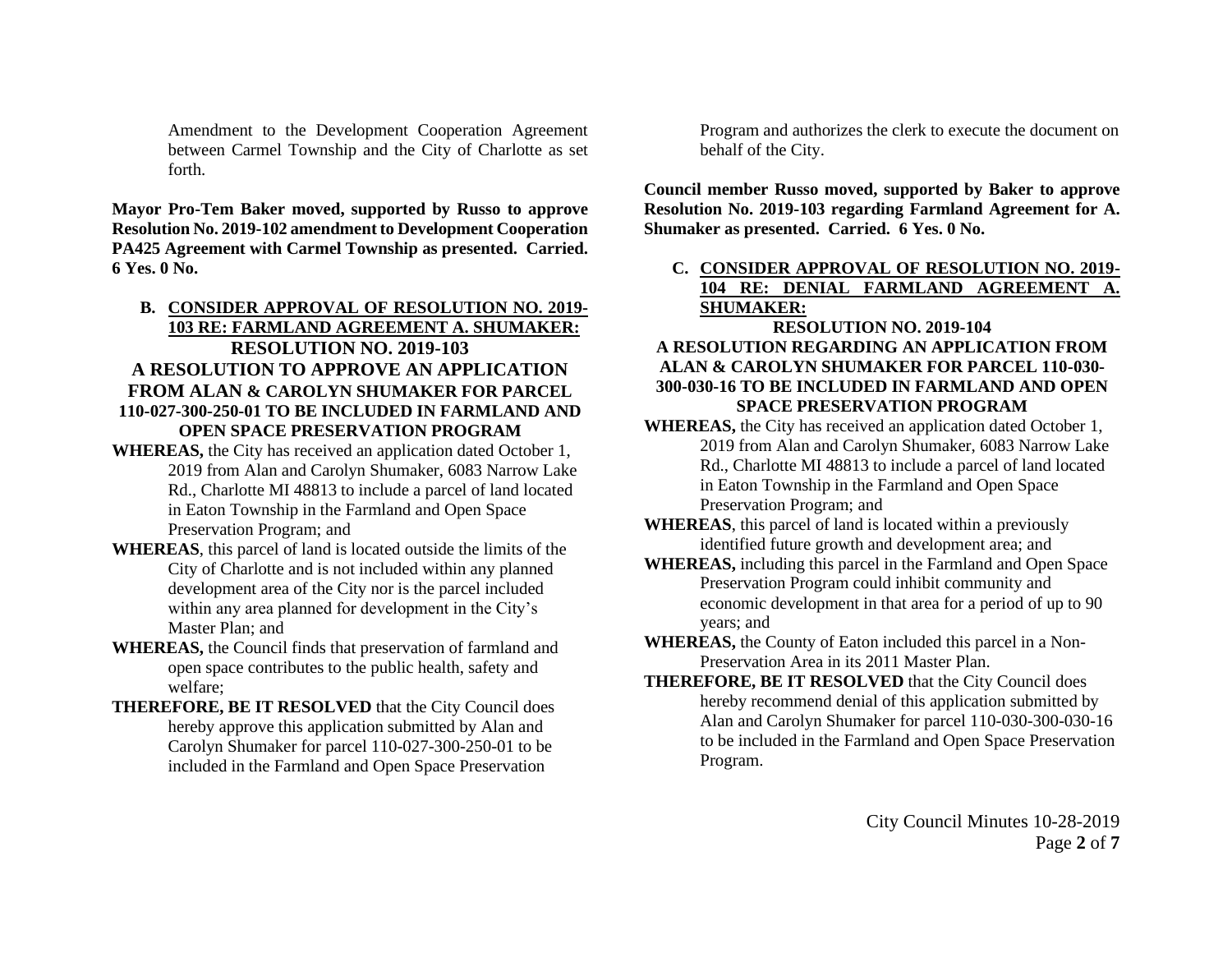Amendment to the Development Cooperation Agreement between Carmel Township and the City of Charlotte as set forth.

**Mayor Pro-Tem Baker moved, supported by Russo to approve Resolution No. 2019-102 amendment to Development Cooperation PA425 Agreement with Carmel Township as presented. Carried. 6 Yes. 0 No.**

**B. <u>CONSIDER APPROVAL OF RESOLUTION NO. 2019-103 RE: FARMLAND AGREEMENT A. SHUMAKER:</u>**

**RESOLUTION NO. 2019-103**

**A RESOLUTION TO APPROVE AN APPLICATION FROM ALAN & CAROLYN SHUMAKER FOR PARCEL 110-027-300-250-01 TO BE INCLUDED IN FARMLAND AND OPEN SPACE PRESERVATION PROGRAM**

**WHEREAS,** the City has received an application dated October 1, 2019 from Alan and Carolyn Shumaker, 6083 Narrow Lake Rd., Charlotte MI 48813 to include a parcel of land located in Eaton Township in the Farmland and Open Space Preservation Program; and

**WHEREAS**, this parcel of land is located outside the limits of the City of Charlotte and is not included within any planned development area of the City nor is the parcel included within any area planned for development in the City's Master Plan; and

**WHEREAS,** the Council finds that preservation of farmland and open space contributes to the public health, safety and welfare;

**THEREFORE, BE IT RESOLVED** that the City Council does hereby approve this application submitted by Alan and Carolyn Shumaker for parcel 110-027-300-250-01 to be included in the Farmland and Open Space Preservation Program and authorizes the clerk to execute the document on behalf of the City.

**Council member Russo moved, supported by Baker to approve Resolution No. 2019-103 regarding Farmland Agreement for A. Shumaker as presented. Carried. 6 Yes. 0 No.**

**C. <u>CONSIDER APPROVAL OF RESOLUTION NO. 2019-104 RE: DENIAL FARMLAND AGREEMENT A. SHUMAKER:</u>**

**RESOLUTION NO. 2019-104**

**A RESOLUTION REGARDING AN APPLICATION FROM ALAN & CAROLYN SHUMAKER FOR PARCEL 110-030-300-030-16 TO BE INCLUDED IN FARMLAND AND OPEN SPACE PRESERVATION PROGRAM**

**WHEREAS,** the City has received an application dated October 1, 2019 from Alan and Carolyn Shumaker, 6083 Narrow Lake Rd., Charlotte MI 48813 to include a parcel of land located in Eaton Township in the Farmland and Open Space Preservation Program; and

**WHEREAS**, this parcel of land is located within a previously identified future growth and development area; and

**WHEREAS,** including this parcel in the Farmland and Open Space Preservation Program could inhibit community and economic development in that area for a period of up to 90 years; and

**WHEREAS,** the County of Eaton included this parcel in a Non-Preservation Area in its 2011 Master Plan.

**THEREFORE, BE IT RESOLVED** that the City Council does hereby recommend denial of this application submitted by Alan and Carolyn Shumaker for parcel 110-030-300-030-16 to be included in the Farmland and Open Space Preservation Program.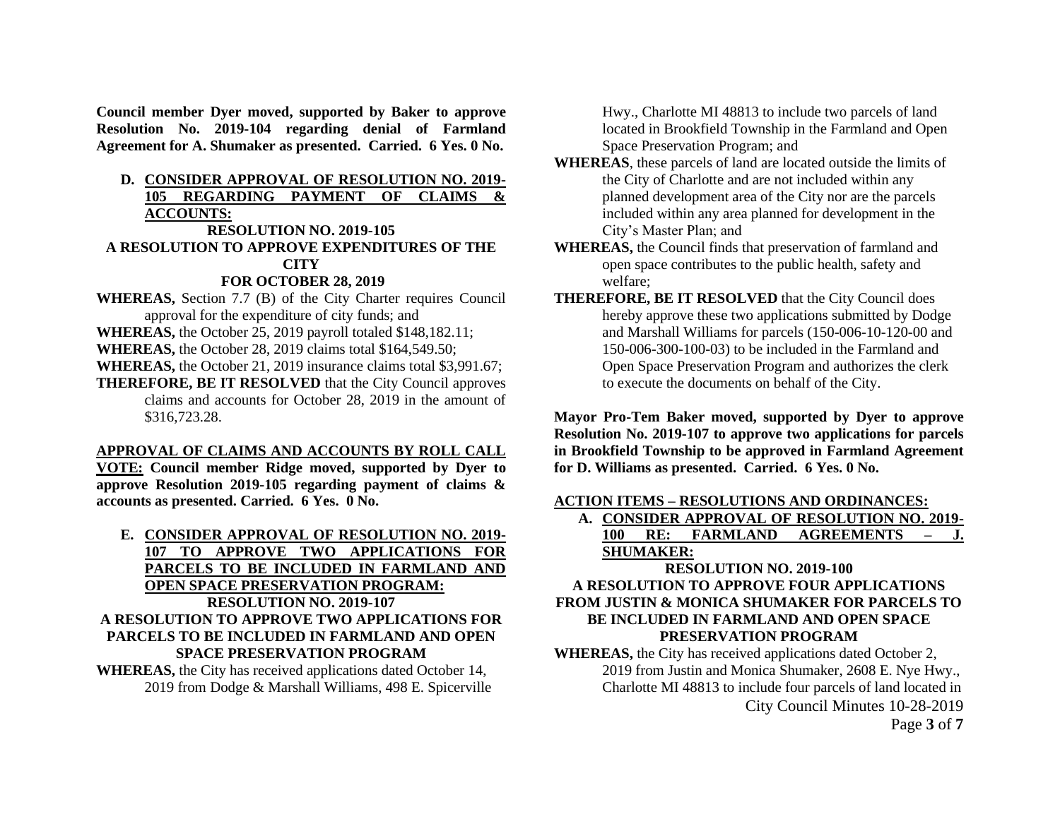**Council member Dyer moved, supported by Baker to approve Resolution No. 2019-104 regarding denial of Farmland Agreement for A. Shumaker as presented. Carried. 6 Yes. 0 No.**

**D. CONSIDER APPROVAL OF RESOLUTION NO. 2019-105 REGARDING PAYMENT OF CLAIMS & ACCOUNTS:**

**RESOLUTION NO. 2019-105**

**A RESOLUTION TO APPROVE EXPENDITURES OF THE CITY FOR OCTOBER 28, 2019**

**WHEREAS,** Section 7.7 (B) of the City Charter requires Council approval for the expenditure of city funds; and

**WHEREAS,** the October 25, 2019 payroll totaled $148,182.11;

**WHEREAS,** the October 28, 2019 claims total $164,549.50;

**WHEREAS,** the October 21, 2019 insurance claims total $3,991.67;

**THEREFORE, BE IT RESOLVED** that the City Council approves claims and accounts for October 28, 2019 in the amount of $316,723.28.

**APPROVAL OF CLAIMS AND ACCOUNTS BY ROLL CALL VOTE: Council member Ridge moved, supported by Dyer to approve Resolution 2019-105 regarding payment of claims & accounts as presented. Carried. 6 Yes. 0 No.**

**E. CONSIDER APPROVAL OF RESOLUTION NO. 2019-107 TO APPROVE TWO APPLICATIONS FOR PARCELS TO BE INCLUDED IN FARMLAND AND OPEN SPACE PRESERVATION PROGRAM:**

**RESOLUTION NO. 2019-107**

**A RESOLUTION TO APPROVE TWO APPLICATIONS FOR PARCELS TO BE INCLUDED IN FARMLAND AND OPEN SPACE PRESERVATION PROGRAM**

**WHEREAS,** the City has received applications dated October 14, 2019 from Dodge & Marshall Williams, 498 E. Spicerville Hwy., Charlotte MI 48813 to include two parcels of land located in Brookfield Township in the Farmland and Open Space Preservation Program; and

**WHEREAS**, these parcels of land are located outside the limits of the City of Charlotte and are not included within any planned development area of the City nor are the parcels included within any area planned for development in the City's Master Plan; and

**WHEREAS,** the Council finds that preservation of farmland and open space contributes to the public health, safety and welfare;

**THEREFORE, BE IT RESOLVED** that the City Council does hereby approve these two applications submitted by Dodge and Marshall Williams for parcels (150-006-10-120-00 and 150-006-300-100-03) to be included in the Farmland and Open Space Preservation Program and authorizes the clerk to execute the documents on behalf of the City.

**Mayor Pro-Tem Baker moved, supported by Dyer to approve Resolution No. 2019-107 to approve two applications for parcels in Brookfield Township to be approved in Farmland Agreement for D. Williams as presented. Carried. 6 Yes. 0 No.**

**ACTION ITEMS – RESOLUTIONS AND ORDINANCES:**

**A. CONSIDER APPROVAL OF RESOLUTION NO. 2019-100 RE: FARMLAND AGREEMENTS – J. SHUMAKER:**

**RESOLUTION NO. 2019-100**

**A RESOLUTION TO APPROVE FOUR APPLICATIONS FROM JUSTIN & MONICA SHUMAKER FOR PARCELS TO BE INCLUDED IN FARMLAND AND OPEN SPACE PRESERVATION PROGRAM**

**WHEREAS,** the City has received applications dated October 2, 2019 from Justin and Monica Shumaker, 2608 E. Nye Hwy., Charlotte MI 48813 to include four parcels of land located in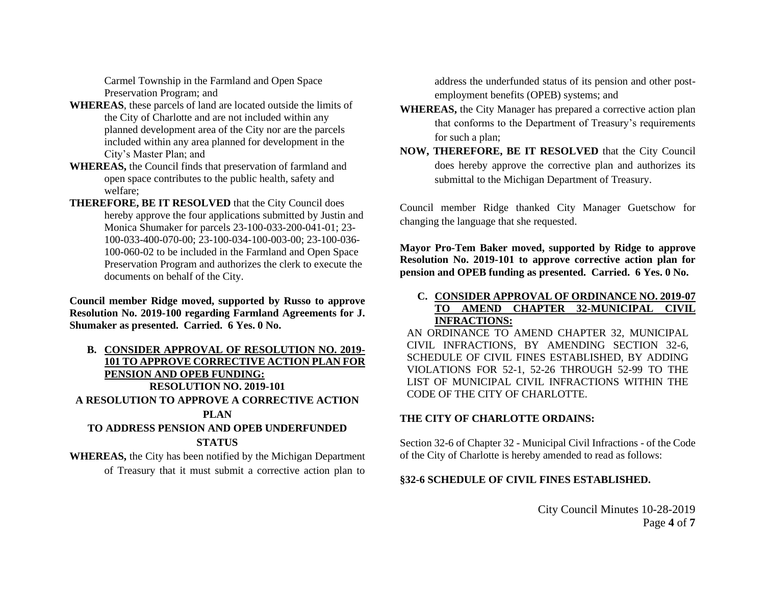Carmel Township in the Farmland and Open Space Preservation Program; and

**WHEREAS**, these parcels of land are located outside the limits of the City of Charlotte and are not included within any planned development area of the City nor are the parcels included within any area planned for development in the City's Master Plan; and

**WHEREAS,** the Council finds that preservation of farmland and open space contributes to the public health, safety and welfare;

**THEREFORE, BE IT RESOLVED** that the City Council does hereby approve the four applications submitted by Justin and Monica Shumaker for parcels 23-100-033-200-041-01; 23-100-033-400-070-00; 23-100-034-100-003-00; 23-100-036-100-060-02 to be included in the Farmland and Open Space Preservation Program and authorizes the clerk to execute the documents on behalf of the City.

**Council member Ridge moved, supported by Russo to approve Resolution No. 2019-100 regarding Farmland Agreements for J. Shumaker as presented. Carried. 6 Yes. 0 No.**

**B. <u>CONSIDER APPROVAL OF RESOLUTION NO. 2019-101 TO APPROVE CORRECTIVE ACTION PLAN FOR PENSION AND OPEB FUNDING:</u>**

**RESOLUTION NO. 2019-101**

**A RESOLUTION TO APPROVE A CORRECTIVE ACTION PLAN**

**TO ADDRESS PENSION AND OPEB UNDERFUNDED STATUS**

**WHEREAS,** the City has been notified by the Michigan Department of Treasury that it must submit a corrective action plan to address the underfunded status of its pension and other post-employment benefits (OPEB) systems; and

**WHEREAS,** the City Manager has prepared a corrective action plan that conforms to the Department of Treasury's requirements for such a plan;

**NOW, THEREFORE, BE IT RESOLVED** that the City Council does hereby approve the corrective plan and authorizes its submittal to the Michigan Department of Treasury.

Council member Ridge thanked City Manager Guetschow for changing the language that she requested.

**Mayor Pro-Tem Baker moved, supported by Ridge to approve Resolution No. 2019-101 to approve corrective action plan for pension and OPEB funding as presented. Carried. 6 Yes. 0 No.**

**C. <u>CONSIDER APPROVAL OF ORDINANCE NO. 2019-07 TO AMEND CHAPTER 32-MUNICIPAL CIVIL INFRACTIONS:</u>**

AN ORDINANCE TO AMEND CHAPTER 32, MUNICIPAL CIVIL INFRACTIONS, BY AMENDING SECTION 32-6, SCHEDULE OF CIVIL FINES ESTABLISHED, BY ADDING VIOLATIONS FOR 52-1, 52-26 THROUGH 52-99 TO THE LIST OF MUNICIPAL CIVIL INFRACTIONS WITHIN THE CODE OF THE CITY OF CHARLOTTE.

**THE CITY OF CHARLOTTE ORDAINS:**

Section 32-6 of Chapter 32 - Municipal Civil Infractions - of the Code of the City of Charlotte is hereby amended to read as follows:

**§32-6 SCHEDULE OF CIVIL FINES ESTABLISHED.**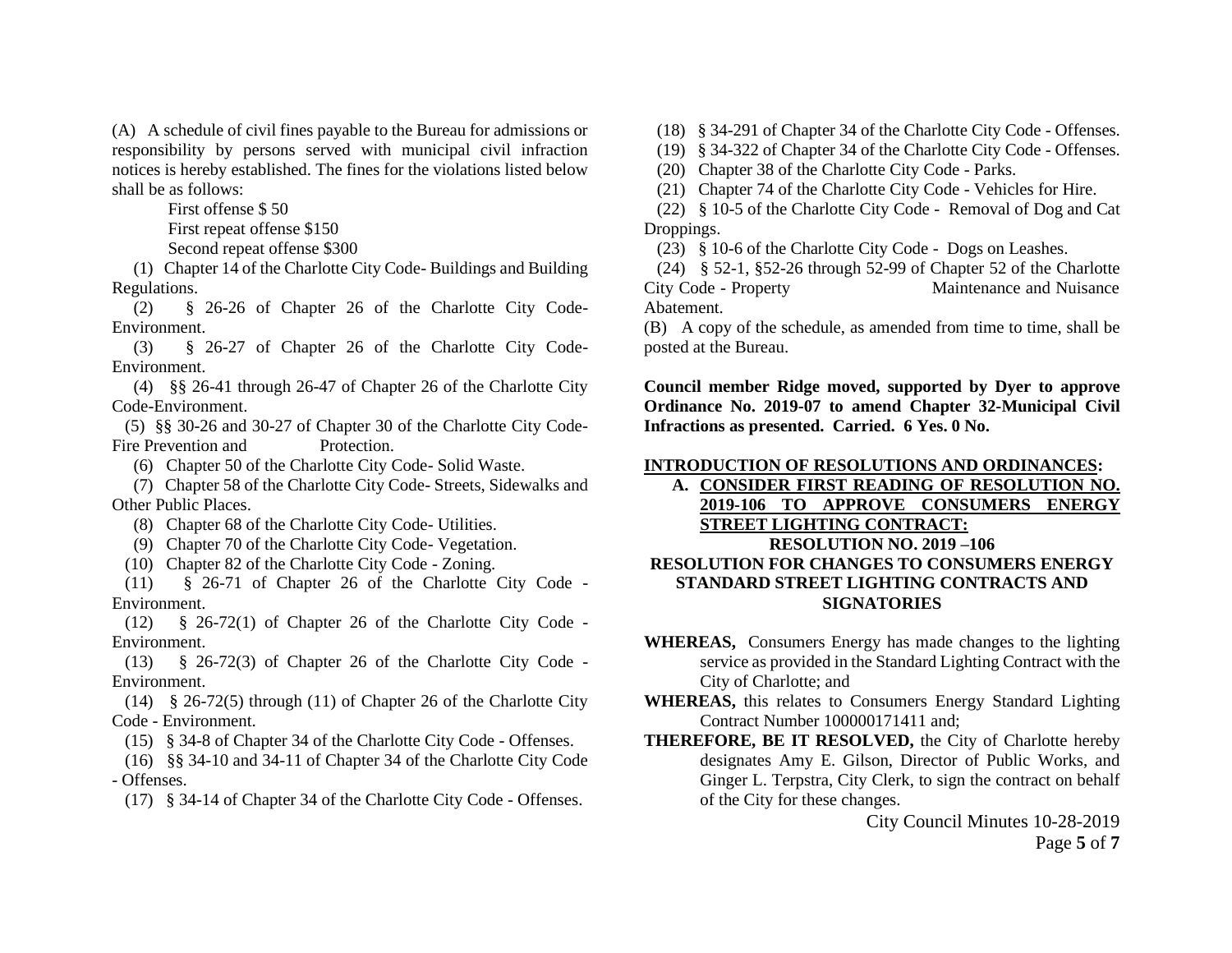(A) A schedule of civil fines payable to the Bureau for admissions or responsibility by persons served with municipal civil infraction notices is hereby established. The fines for the violations listed below shall be as follows:

First offense $ 50
First repeat offense $150
Second repeat offense $300

(1) Chapter 14 of the Charlotte City Code- Buildings and Building Regulations.

(2) § 26-26 of Chapter 26 of the Charlotte City Code- Environment.

(3) § 26-27 of Chapter 26 of the Charlotte City Code- Environment.

(4) §§ 26-41 through 26-47 of Chapter 26 of the Charlotte City Code-Environment.

(5) §§ 30-26 and 30-27 of Chapter 30 of the Charlotte City Code- Fire Prevention and Protection.

(6) Chapter 50 of the Charlotte City Code- Solid Waste.

(7) Chapter 58 of the Charlotte City Code- Streets, Sidewalks and Other Public Places.

(8) Chapter 68 of the Charlotte City Code- Utilities.

(9) Chapter 70 of the Charlotte City Code- Vegetation.

(10) Chapter 82 of the Charlotte City Code - Zoning.

(11) § 26-71 of Chapter 26 of the Charlotte City Code - Environment.

(12) § 26-72(1) of Chapter 26 of the Charlotte City Code - Environment.

(13) § 26-72(3) of Chapter 26 of the Charlotte City Code - Environment.

(14) § 26-72(5) through (11) of Chapter 26 of the Charlotte City Code - Environment.

(15) § 34-8 of Chapter 34 of the Charlotte City Code - Offenses.

(16) §§ 34-10 and 34-11 of Chapter 34 of the Charlotte City Code - Offenses.

(17) § 34-14 of Chapter 34 of the Charlotte City Code - Offenses.

(18) § 34-291 of Chapter 34 of the Charlotte City Code - Offenses.

(19) § 34-322 of Chapter 34 of the Charlotte City Code - Offenses.

(20) Chapter 38 of the Charlotte City Code - Parks.

(21) Chapter 74 of the Charlotte City Code - Vehicles for Hire.

(22) § 10-5 of the Charlotte City Code - Removal of Dog and Cat Droppings.

(23) § 10-6 of the Charlotte City Code - Dogs on Leashes.

(24) § 52-1, §52-26 through 52-99 of Chapter 52 of the Charlotte City Code - Property Maintenance and Nuisance Abatement.

(B) A copy of the schedule, as amended from time to time, shall be posted at the Bureau.

**Council member Ridge moved, supported by Dyer to approve Ordinance No. 2019-07 to amend Chapter 32-Municipal Civil Infractions as presented. Carried. 6 Yes. 0 No.**

**INTRODUCTION OF RESOLUTIONS AND ORDINANCES:**

**A. CONSIDER FIRST READING OF RESOLUTION NO. 2019-106 TO APPROVE CONSUMERS ENERGY STREET LIGHTING CONTRACT:**

**RESOLUTION NO. 2019 –106**

**RESOLUTION FOR CHANGES TO CONSUMERS ENERGY STANDARD STREET LIGHTING CONTRACTS AND SIGNATORIES**

**WHEREAS,** Consumers Energy has made changes to the lighting service as provided in the Standard Lighting Contract with the City of Charlotte; and

**WHEREAS,** this relates to Consumers Energy Standard Lighting Contract Number 100000171411 and;

**THEREFORE, BE IT RESOLVED,** the City of Charlotte hereby designates Amy E. Gilson, Director of Public Works, and Ginger L. Terpstra, City Clerk, to sign the contract on behalf of the City for these changes.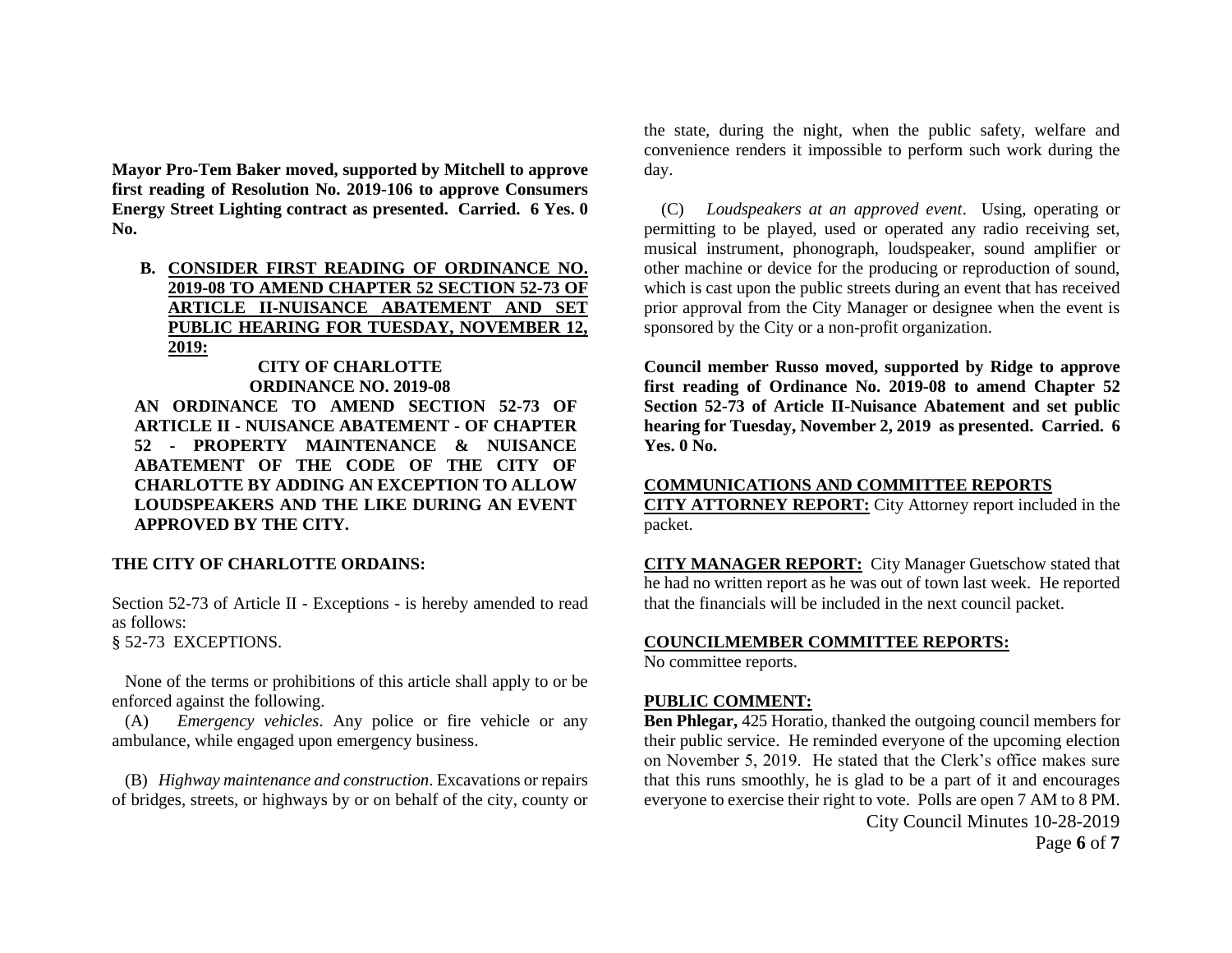**Mayor Pro-Tem Baker moved, supported by Mitchell to approve first reading of Resolution No. 2019-106 to approve Consumers Energy Street Lighting contract as presented. Carried. 6 Yes. 0 No.**

**B. <u>CONSIDER FIRST READING OF ORDINANCE NO. 2019-08 TO AMEND CHAPTER 52 SECTION 52-73 OF ARTICLE II-NUISANCE ABATEMENT AND SET PUBLIC HEARING FOR TUESDAY, NOVEMBER 12, 2019:</u>**

**CITY OF CHARLOTTE**
**ORDINANCE NO. 2019-08**

**AN ORDINANCE TO AMEND SECTION 52-73 OF ARTICLE II - NUISANCE ABATEMENT - OF CHAPTER 52 - PROPERTY MAINTENANCE & NUISANCE ABATEMENT OF THE CODE OF THE CITY OF CHARLOTTE BY ADDING AN EXCEPTION TO ALLOW LOUDSPEAKERS AND THE LIKE DURING AN EVENT APPROVED BY THE CITY.**

**THE CITY OF CHARLOTTE ORDAINS:**

Section 52-73 of Article II - Exceptions - is hereby amended to read as follows:

§ 52-73 EXCEPTIONS.

None of the terms or prohibitions of this article shall apply to or be enforced against the following.

(A) *Emergency vehicles*. Any police or fire vehicle or any ambulance, while engaged upon emergency business.

(B) *Highway maintenance and construction*. Excavations or repairs of bridges, streets, or highways by or on behalf of the city, county or the state, during the night, when the public safety, welfare and convenience renders it impossible to perform such work during the day.

(C) *Loudspeakers at an approved event*. Using, operating or permitting to be played, used or operated any radio receiving set, musical instrument, phonograph, loudspeaker, sound amplifier or other machine or device for the producing or reproduction of sound, which is cast upon the public streets during an event that has received prior approval from the City Manager or designee when the event is sponsored by the City or a non-profit organization.

**Council member Russo moved, supported by Ridge to approve first reading of Ordinance No. 2019-08 to amend Chapter 52 Section 52-73 of Article II-Nuisance Abatement and set public hearing for Tuesday, November 2, 2019 as presented. Carried. 6 Yes. 0 No.**

**<u>COMMUNICATIONS AND COMMITTEE REPORTS</u>**

**<u>CITY ATTORNEY REPORT:</u>** City Attorney report included in the packet.

**<u>CITY MANAGER REPORT:</u>** City Manager Guetschow stated that he had no written report as he was out of town last week. He reported that the financials will be included in the next council packet.

**<u>COUNCILMEMBER COMMITTEE REPORTS:</u>**

No committee reports.

**<u>PUBLIC COMMENT:</u>**

**Ben Phlegar,** 425 Horatio, thanked the outgoing council members for their public service. He reminded everyone of the upcoming election on November 5, 2019. He stated that the Clerk's office makes sure that this runs smoothly, he is glad to be a part of it and encourages everyone to exercise their right to vote. Polls are open 7 AM to 8 PM.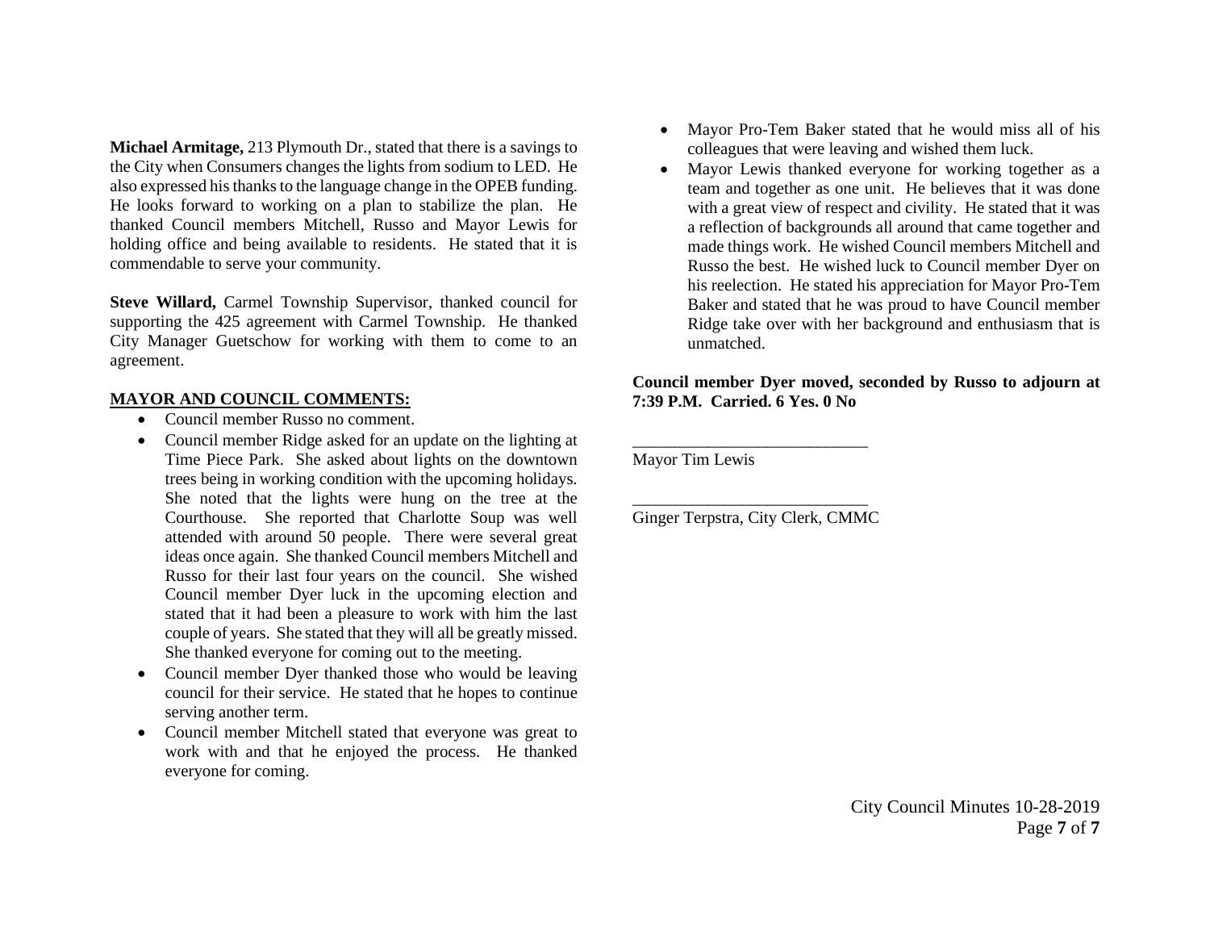**Michael Armitage,** 213 Plymouth Dr., stated that there is a savings to the City when Consumers changes the lights from sodium to LED. He also expressed his thanks to the language change in the OPEB funding. He looks forward to working on a plan to stabilize the plan. He thanked Council members Mitchell, Russo and Mayor Lewis for holding office and being available to residents. He stated that it is commendable to serve your community.

**Steve Willard,** Carmel Township Supervisor, thanked council for supporting the 425 agreement with Carmel Township. He thanked City Manager Guetschow for working with them to come to an agreement.

**MAYOR AND COUNCIL COMMENTS:**

- Council member Russo no comment.
- Council member Ridge asked for an update on the lighting at Time Piece Park. She asked about lights on the downtown trees being in working condition with the upcoming holidays. She noted that the lights were hung on the tree at the Courthouse. She reported that Charlotte Soup was well attended with around 50 people. There were several great ideas once again. She thanked Council members Mitchell and Russo for their last four years on the council. She wished Council member Dyer luck in the upcoming election and stated that it had been a pleasure to work with him the last couple of years. She stated that they will all be greatly missed. She thanked everyone for coming out to the meeting.
- Council member Dyer thanked those who would be leaving council for their service. He stated that he hopes to continue serving another term.
- Council member Mitchell stated that everyone was great to work with and that he enjoyed the process. He thanked everyone for coming.
- Mayor Pro-Tem Baker stated that he would miss all of his colleagues that were leaving and wished them luck.
- Mayor Lewis thanked everyone for working together as a team and together as one unit. He believes that it was done with a great view of respect and civility. He stated that it was a reflection of backgrounds all around that came together and made things work. He wished Council members Mitchell and Russo the best. He wished luck to Council member Dyer on his reelection. He stated his appreciation for Mayor Pro-Tem Baker and stated that he was proud to have Council member Ridge take over with her background and enthusiasm that is unmatched.

**Council member Dyer moved, seconded by Russo to adjourn at 7:39 P.M. Carried. 6 Yes. 0 No**

___________________________

Mayor Tim Lewis

___________________________

Ginger Terpstra, City Clerk, CMMC